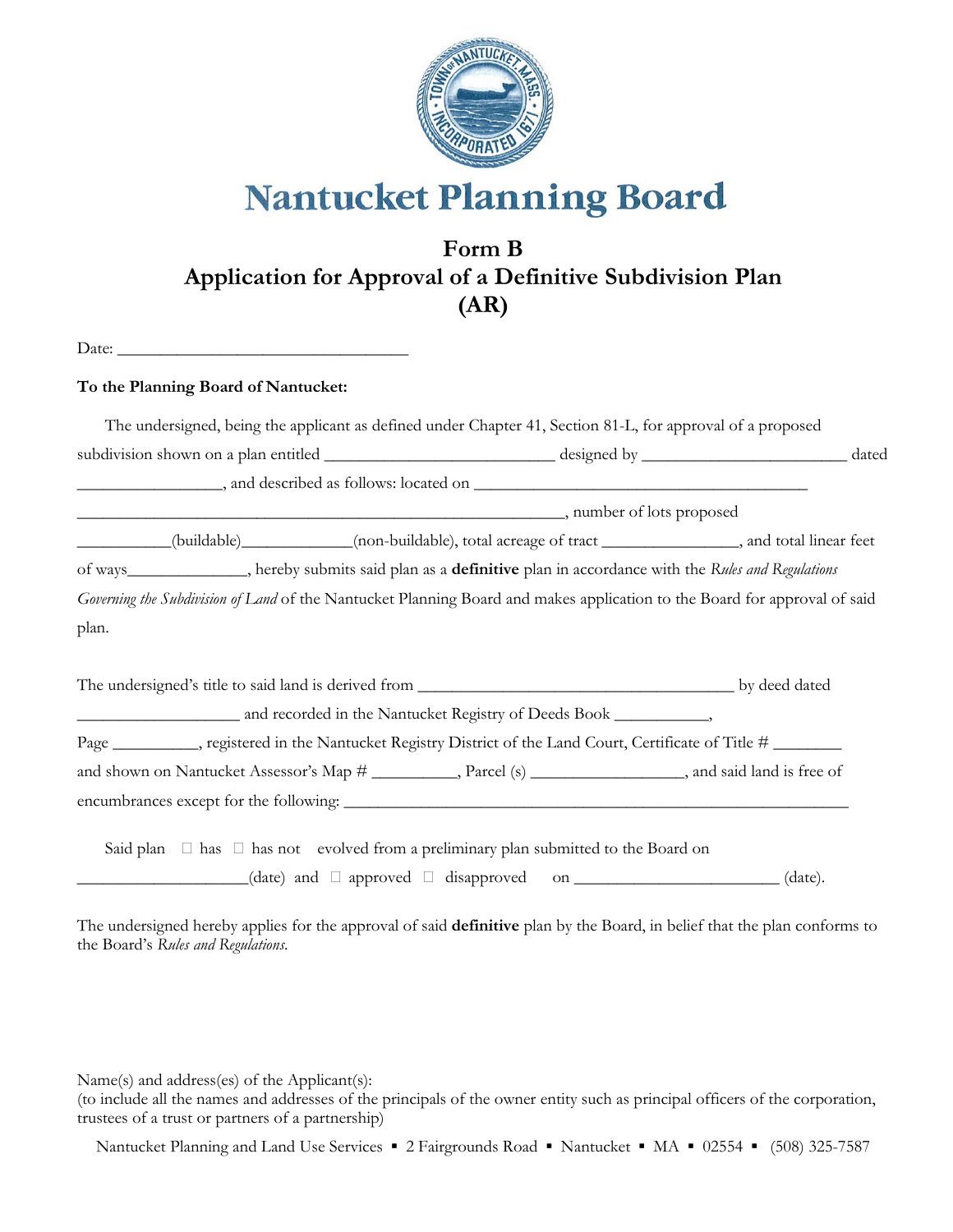# Nantucket Planning Board

## Form B
## Application for Approval of a Definitive Subdivision Plan (AR)

Date: ___________________________________

**To the Planning Board of Nantucket:**

The undersigned, being the applicant as defined under Chapter 41, Section 81-L, for approval of a proposed subdivision shown on a plan entitled ___________________________ designed by ________________________ dated ________________, and described as follows: located on _______________________________________ _________________________________________________________, number of lots proposed ___________(buildable)_____________(non-buildable), total acreage of tract ________________, and total linear feet of ways______________, hereby submits said plan as a **definitive** plan in accordance with the *Rules and Regulations Governing the Subdivision of Land* of the Nantucket Planning Board and makes application to the Board for approval of said plan.

The undersigned's title to said land is derived from _____________________________________ by deed dated __________________ and recorded in the Nantucket Registry of Deeds Book ___________, Page __________, registered in the Nantucket Registry District of the Land Court, Certificate of Title # ________ and shown on Nantucket Assessor's Map # __________, Parcel (s) _________________, and said land is free of encumbrances except for the following: ___________________________________________________________

Said plan ☐ has ☐ has not evolved from a preliminary plan submitted to the Board on ____________________(date) and ☐ approved ☐ disapproved on ________________________ (date).

The undersigned hereby applies for the approval of said **definitive** plan by the Board, in belief that the plan conforms to the Board's *Rules and Regulations.*

Name(s) and address(es) of the Applicant(s):
(to include all the names and addresses of the principals of the owner entity such as principal officers of the corporation, trustees of a trust or partners of a partnership)

Nantucket Planning and Land Use Services ▪ 2 Fairgrounds Road ▪ Nantucket ▪ MA ▪ 02554 ▪ (508) 325-7587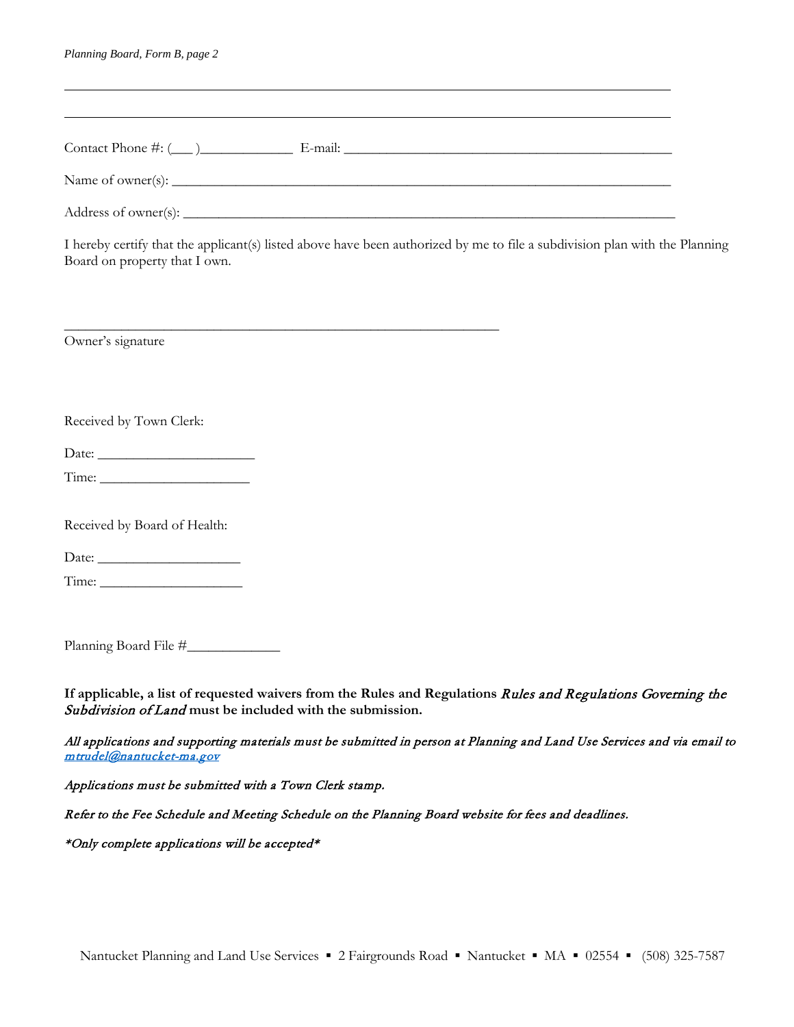______________________________________________________________________________

______________________________________________________________________________

Contact Phone #: (___ )_____________ E-mail: ____________________________________________

Name of owner(s): ______________________________________________________________________

Address of owner(s): ____________________________________________________________________

I hereby certify that the applicant(s) listed above have been authorized by me to file a subdivision plan with the Planning Board on property that I own.

_______________________________________________________

Owner's signature

Received by Town Clerk:

Date: _____________________

Time: ____________________

Received by Board of Health:

Date: ___________________

Time: ___________________

Planning Board File #____________

**If applicable, a list of requested waivers from the Rules and Regulations *Rules and Regulations Governing the Subdivision of Land* must be included with the submission.**

*All applications and supporting materials must be submitted in person at Planning and Land Use Services and via email to [mtrudel@nantucket-ma.gov](mailto:mtrudel@nantucket-ma.gov)*

*Applications must be submitted with a Town Clerk stamp.*

*Refer to the Fee Schedule and Meeting Schedule on the Planning Board website for fees and deadlines.*

*\*Only complete applications will be accepted\**